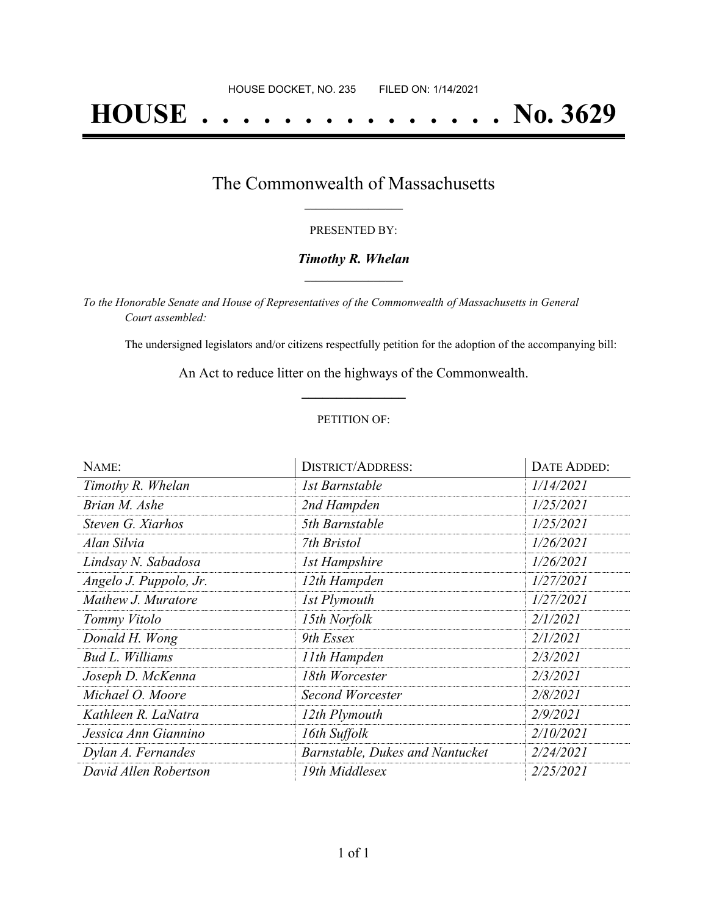HOUSE DOCKET, NO. 235        FILED ON: 1/14/2021

# HOUSE . . . . . . . . . . . . . . . No. 3629

## The Commonwealth of Massachusetts

PRESENTED BY:

***Timothy R. Whelan***

*To the Honorable Senate and House of Representatives of the Commonwealth of Massachusetts in General Court assembled:*

The undersigned legislators and/or citizens respectfully petition for the adoption of the accompanying bill:

An Act to reduce litter on the highways of the Commonwealth.

PETITION OF:

| NAME: | DISTRICT/ADDRESS: | DATE ADDED: |
|---|---|---|
| *Timothy R. Whelan* | *1st Barnstable* | *1/14/2021* |
| *Brian M. Ashe* | *2nd Hampden* | *1/25/2021* |
| *Steven G. Xiarhos* | *5th Barnstable* | *1/25/2021* |
| *Alan Silvia* | *7th Bristol* | *1/26/2021* |
| *Lindsay N. Sabadosa* | *1st Hampshire* | *1/26/2021* |
| *Angelo J. Puppolo, Jr.* | *12th Hampden* | *1/27/2021* |
| *Mathew J. Muratore* | *1st Plymouth* | *1/27/2021* |
| *Tommy Vitolo* | *15th Norfolk* | *2/1/2021* |
| *Donald H. Wong* | *9th Essex* | *2/1/2021* |
| *Bud L. Williams* | *11th Hampden* | *2/3/2021* |
| *Joseph D. McKenna* | *18th Worcester* | *2/3/2021* |
| *Michael O. Moore* | *Second Worcester* | *2/8/2021* |
| *Kathleen R. LaNatra* | *12th Plymouth* | *2/9/2021* |
| *Jessica Ann Giannino* | *16th Suffolk* | *2/10/2021* |
| *Dylan A. Fernandes* | *Barnstable, Dukes and Nantucket* | *2/24/2021* |
| *David Allen Robertson* | *19th Middlesex* | *2/25/2021* |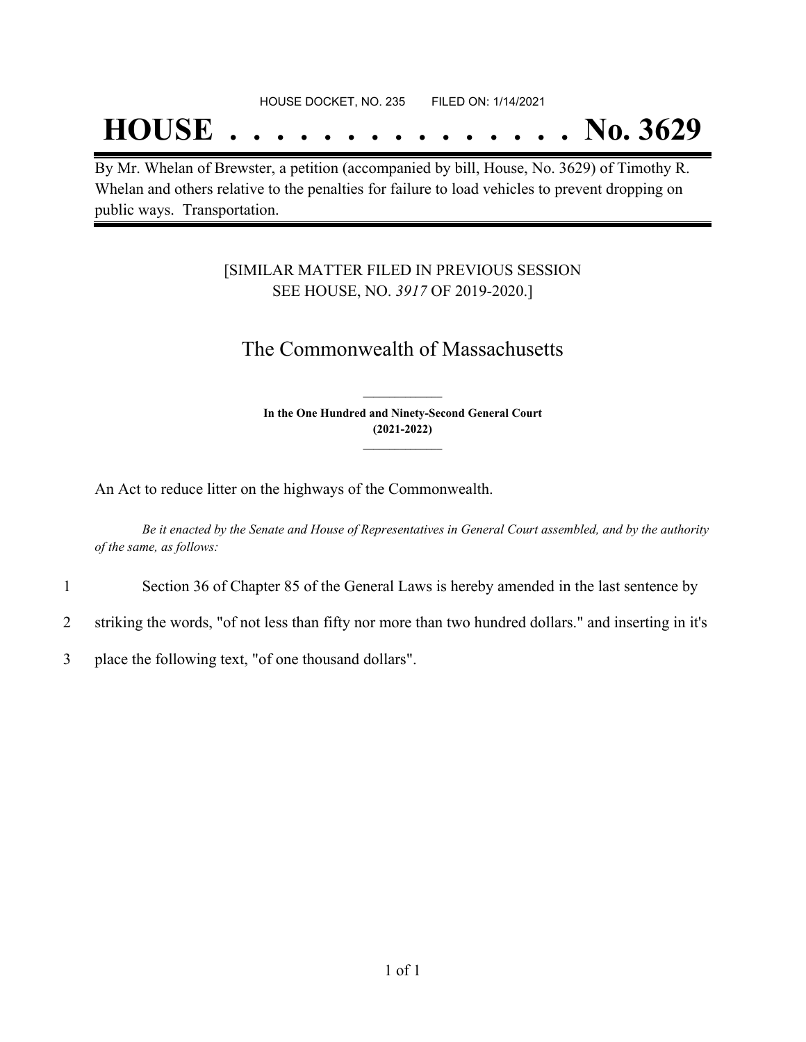HOUSE DOCKET, NO. 235 FILED ON: 1/14/2021

# HOUSE . . . . . . . . . . . . . . . No. 3629

By Mr. Whelan of Brewster, a petition (accompanied by bill, House, No. 3629) of Timothy R. Whelan and others relative to the penalties for failure to load vehicles to prevent dropping on public ways. Transportation.

[SIMILAR MATTER FILED IN PREVIOUS SESSION SEE HOUSE, NO. *3917* OF 2019-2020.]

## The Commonwealth of Massachusetts

**In the One Hundred and Ninety-Second General Court (2021-2022)**

An Act to reduce litter on the highways of the Commonwealth.

*Be it enacted by the Senate and House of Representatives in General Court assembled, and by the authority of the same, as follows:*

1 Section 36 of Chapter 85 of the General Laws is hereby amended in the last sentence by
2 striking the words, "of not less than fifty nor more than two hundred dollars." and inserting in it's
3 place the following text, "of one thousand dollars".